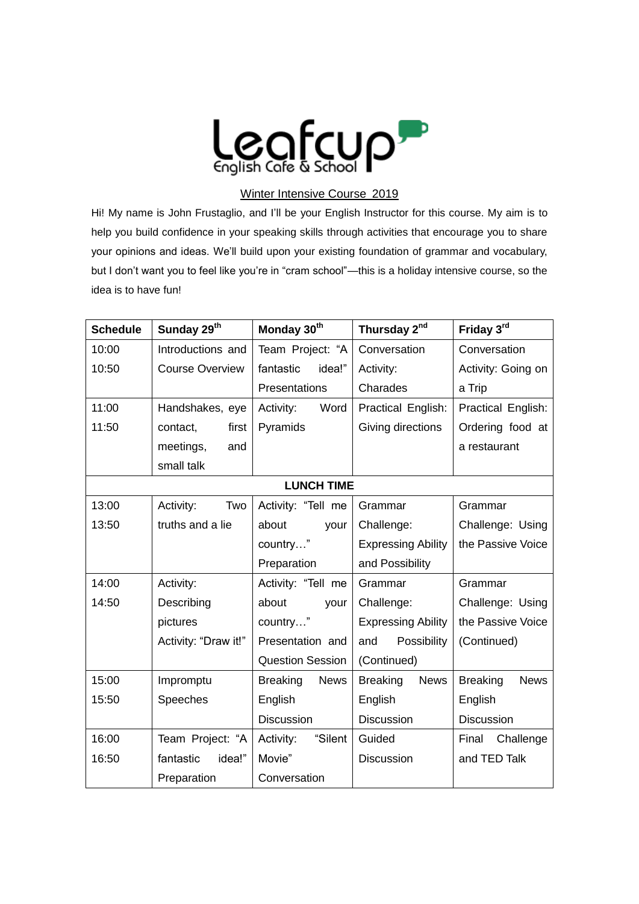Leafcup
English Cafe & School

Winter Intensive Course 2019

Hi! My name is John Frustaglio, and I'll be your English Instructor for this course. My aim is to help you build confidence in your speaking skills through activities that encourage you to share your opinions and ideas. We'll build upon your existing foundation of grammar and vocabulary, but I don't want you to feel like you're in "cram school"—this is a holiday intensive course, so the idea is to have fun!

| Schedule | Sunday 29th | Monday 30th | Thursday 2nd | Friday 3rd |
| --- | --- | --- | --- | --- |
| 10:00 10:50 | Introductions and Course Overview | Team Project: "A fantastic idea!" Presentations | Conversation Activity: Charades | Conversation Activity: Going on a Trip |
| 11:00 11:50 | Handshakes, eye contact, first meetings, and small talk | Activity: Word Pyramids | Practical English: Giving directions | Practical English: Ordering food at a restaurant |
| **LUNCH TIME** | | | | |
| 13:00 13:50 | Activity: Two truths and a lie | Activity: "Tell me about your country…" Preparation | Grammar Challenge: Expressing Ability and Possibility | Grammar Challenge: Using the Passive Voice |
| 14:00 14:50 | Activity: Describing pictures Activity: "Draw it!" | Activity: "Tell me about your country…" Presentation and Question Session | Grammar Challenge: Expressing Ability and Possibility (Continued) | Grammar Challenge: Using the Passive Voice (Continued) |
| 15:00 15:50 | Impromptu Speeches | Breaking News English Discussion | Breaking News English Discussion | Breaking News English Discussion |
| 16:00 16:50 | Team Project: "A fantastic idea!" Preparation | Activity: "Silent Movie" Conversation | Guided Discussion | Final Challenge and TED Talk |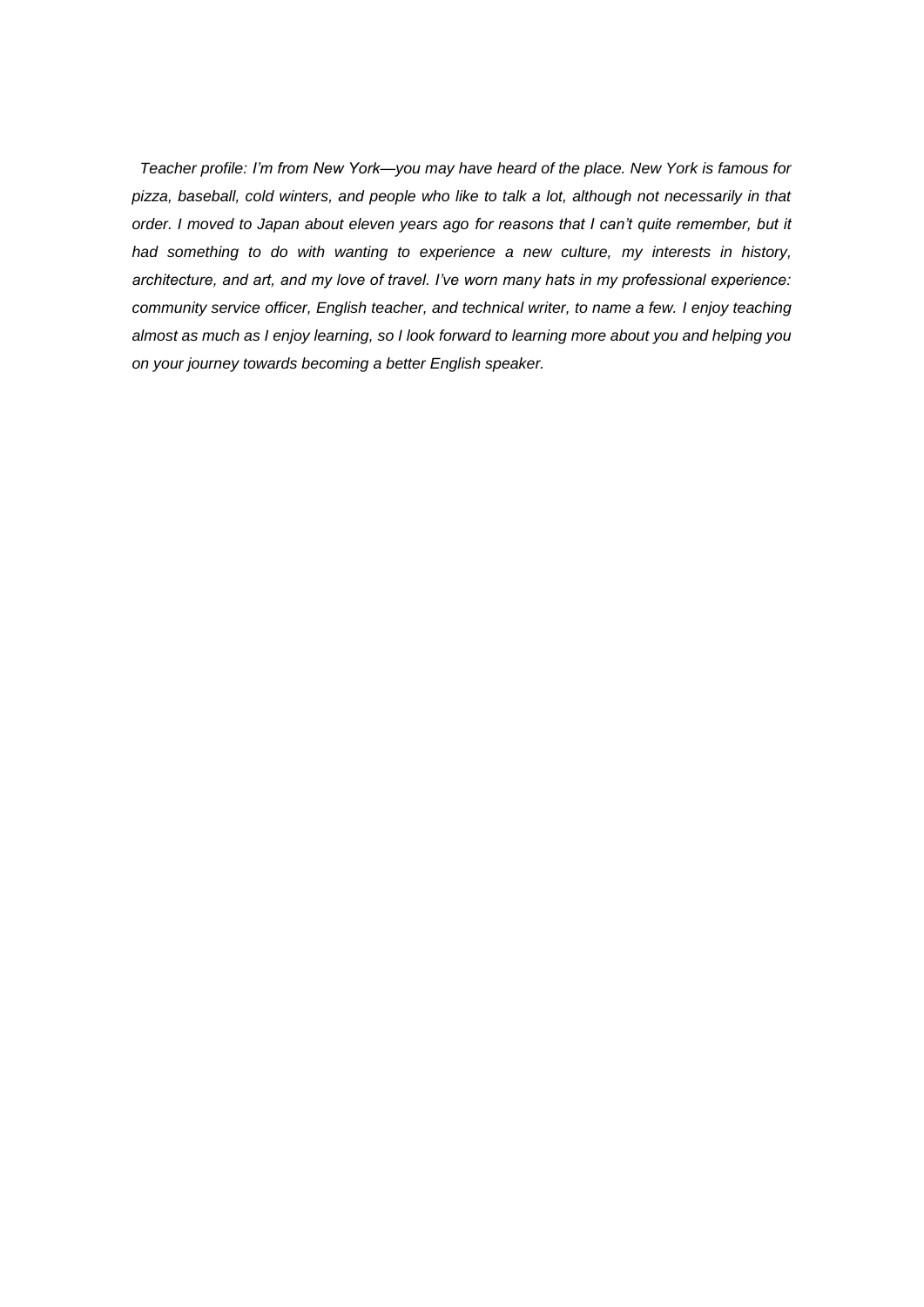*Teacher profile: I'm from New York—you may have heard of the place. New York is famous for pizza, baseball, cold winters, and people who like to talk a lot, although not necessarily in that order. I moved to Japan about eleven years ago for reasons that I can't quite remember, but it had something to do with wanting to experience a new culture, my interests in history, architecture, and art, and my love of travel. I've worn many hats in my professional experience: community service officer, English teacher, and technical writer, to name a few. I enjoy teaching almost as much as I enjoy learning, so I look forward to learning more about you and helping you on your journey towards becoming a better English speaker.*